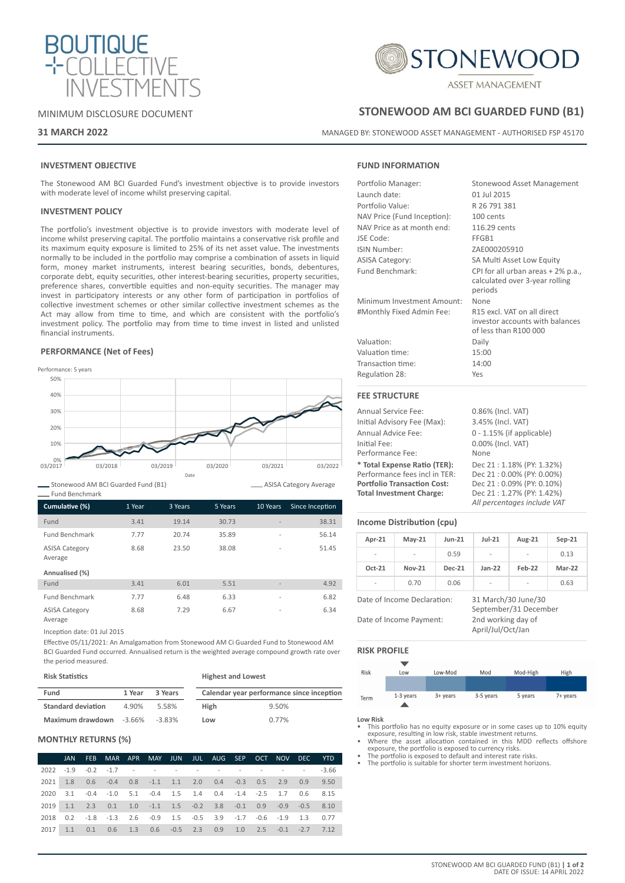BOUTIQUE COLLECTIVE INVESTMENTS

STONEWOOD ASSET MANAGEMENT

MINIMUM DISCLOSURE DOCUMENT

**31 MARCH 2022**

## STONEWOOD AM BCI GUARDED FUND (B1)

MANAGED BY: STONEWOOD ASSET MANAGEMENT - AUTHORISED FSP 45170

### INVESTMENT OBJECTIVE

The Stonewood AM BCI Guarded Fund's investment objective is to provide investors with moderate level of income whilst preserving capital.

### INVESTMENT POLICY

The portfolio's investment objective is to provide investors with moderate level of income whilst preserving capital. The portfolio maintains a conservative risk profile and its maximum equity exposure is limited to 25% of its net asset value. The investments normally to be included in the portfolio may comprise a combination of assets in liquid form, money market instruments, interest bearing securities, bonds, debentures, corporate debt, equity securities, other interest-bearing securities, property securities, preference shares, convertible equities and non-equity securities. The manager may invest in participatory interests or any other form of participation in portfolios of collective investment schemes or other similar collective investment schemes as the Act may allow from time to time, and which are consistent with the portfolio's investment policy. The portfolio may from time to time invest in listed and unlisted financial instruments.

### PERFORMANCE (Net of Fees)

Performance: 5 years

Stonewood AM BCI Guarded Fund (B1) — ASISA Category Average — Fund Benchmark

| Cumulative (%) | 1 Year | 3 Years | 5 Years | 10 Years | Since Inception |
|---|---|---|---|---|---|
| Fund | 3.41 | 19.14 | 30.73 | - | 38.31 |
| Fund Benchmark | 7.77 | 20.74 | 35.89 | - | 56.14 |
| ASISA Category Average | 8.68 | 23.50 | 38.08 | - | 51.45 |
| **Annualised (%)** | | | | | |
| Fund | 3.41 | 6.01 | 5.51 | - | 4.92 |
| Fund Benchmark | 7.77 | 6.48 | 6.33 | - | 6.82 |
| ASISA Category Average | 8.68 | 7.29 | 6.67 | - | 6.34 |

Inception date: 01 Jul 2015

Effective 05/11/2021: An Amalgamation from Stonewood AM Ci Guarded Fund to Stonewood AM BCI Guarded Fund occurred. Annualised return is the weighted average compound growth rate over the period measured.

**Risk Statistics**

| Fund | 1 Year | 3 Years |
|---|---|---|
| **Standard deviation** | 4.90% | 5.58% |
| **Maximum drawdown** | -3.66% | -3.83% |

**Highest and Lowest**

| Calendar year performance since inception | |
|---|---|
| **High** | 9.50% |
| **Low** | 0.77% |

### MONTHLY RETURNS (%)

| | JAN | FEB | MAR | APR | MAY | JUN | JUL | AUG | SEP | OCT | NOV | DEC | YTD |
|---|---|---|---|---|---|---|---|---|---|---|---|---|---|
| 2022 | -1.9 | -0.2 | -1.7 | - | - | - | - | - | - | - | - | - | -3.66 |
| 2021 | 1.8 | 0.6 | -0.4 | 0.8 | -1.1 | 1.1 | 2.0 | 0.4 | -0.3 | 0.5 | 2.9 | 0.9 | 9.50 |
| 2020 | 3.1 | -0.4 | -1.0 | 5.1 | -0.4 | 1.5 | 1.4 | 0.4 | -1.4 | -2.5 | 1.7 | 0.6 | 8.15 |
| 2019 | 1.1 | 2.3 | 0.1 | 1.0 | -1.1 | 1.5 | -0.2 | 3.8 | -0.1 | 0.9 | -0.9 | -0.5 | 8.10 |
| 2018 | 0.2 | -1.8 | -1.3 | 2.6 | -0.9 | 1.5 | -0.5 | 3.9 | -1.7 | -0.6 | -1.9 | 1.3 | 0.77 |
| 2017 | 1.1 | 0.1 | 0.6 | 1.3 | 0.6 | -0.5 | 2.3 | 0.9 | 1.0 | 2.5 | -0.1 | -2.7 | 7.12 |

### FUND INFORMATION

| | |
|---|---|
| Portfolio Manager: | Stonewood Asset Management |
| Launch date: | 01 Jul 2015 |
| Portfolio Value: | R 26 791 381 |
| NAV Price (Fund Inception): | 100 cents |
| NAV Price as at month end: | 116.29 cents |
| JSE Code: | FFGB1 |
| ISIN Number: | ZAE000205910 |
| ASISA Category: | SA Multi Asset Low Equity |
| Fund Benchmark: | CPI for all urban areas + 2% p.a., calculated over 3-year rolling periods |
| Minimum Investment Amount: | None |
| #Monthly Fixed Admin Fee: | R15 excl. VAT on all direct investor accounts with balances of less than R100 000 |
| Valuation: | Daily |
| Valuation time: | 15:00 |
| Transaction time: | 14:00 |
| Regulation 28: | Yes |

### FEE STRUCTURE

| | |
|---|---|
| Annual Service Fee: | 0.86% (Incl. VAT) |
| Initial Advisory Fee (Max): | 3.45% (Incl. VAT) |
| Annual Advice Fee: | 0 - 1.15% (if applicable) |
| Initial Fee: | 0.00% (Incl. VAT) |
| Performance Fee: | None |
| **\* Total Expense Ratio (TER):** | Dec 21 : 1.18% (PY: 1.32%) |
| Performance fees incl in TER: | Dec 21 : 0.00% (PY: 0.00%) |
| **Portfolio Transaction Cost:** | Dec 21 : 0.09% (PY: 0.10%) |
| **Total Investment Charge:** | Dec 21 : 1.27% (PY: 1.42%) |

*All percentages include VAT*

### Income Distribution (cpu)

| Apr-21 | May-21 | Jun-21 | Jul-21 | Aug-21 | Sep-21 |
|---|---|---|---|---|---|
| - | - | 0.59 | - | - | 0.13 |
| **Oct-21** | **Nov-21** | **Dec-21** | **Jan-22** | **Feb-22** | **Mar-22** |
| - | 0.70 | 0.06 | - | - | 0.63 |

| | |
|---|---|
| Date of Income Declaration: | 31 March/30 June/30 September/31 December |
| Date of Income Payment: | 2nd working day of April/Jul/Oct/Jan |

### RISK PROFILE

| Risk | Low | Low-Mod | Mod | Mod-High | High |
|---|---|---|---|---|---|
| Term | 1-3 years | 3+ years | 3-5 years | 5 years | 7+ years |

**Low Risk**

- This portfolio has no equity exposure or in some cases up to 10% equity exposure, resulting in low risk, stable investment returns.
- Where the asset allocation contained in this MDD reflects offshore exposure, the portfolio is exposed to currency risks.
- The portfolio is exposed to default and interest rate risks.
- The portfolio is suitable for shorter term investment horizons.

DATE OF ISSUE: 14 APRIL 2022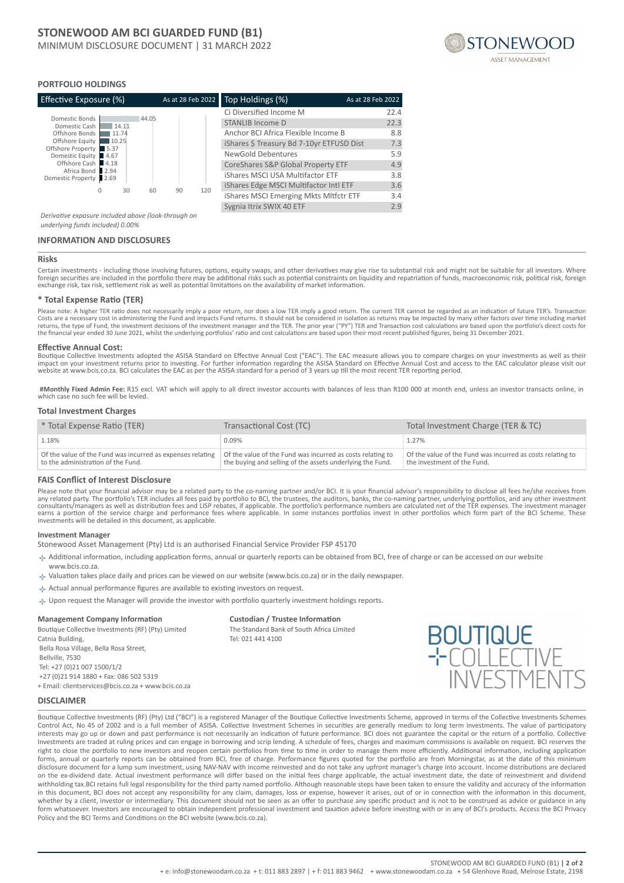# STONEWOOD AM BCI GUARDED FUND (B1)

MINIMUM DISCLOSURE DOCUMENT | 31 MARCH 2022

## PORTFOLIO HOLDINGS

**Effective Exposure (%)** As at 28 Feb 2022

Domestic Bonds 44.05
Domestic Cash 14.11
Offshore Bonds 11.74
Offshore Equity 10.25
Offshore Property 5.37
Domestic Equity 4.67
Offshore Cash 4.18
Africa Bond 2.94
Domestic Property 2.69

0 30 60 90 120

*Derivative exposure included above (look-through on underlying funds included) 0.00%*

| Top Holdings (%) | As at 28 Feb 2022 |
|---|---|
| Ci Diversified Income M | 22.4 |
| STANLIB Income D | 22.3 |
| Anchor BCI Africa Flexible Income B | 8.8 |
| iShares $ Treasury Bd 7-10yr ETFUSD Dist | 7.3 |
| NewGold Debentures | 5.9 |
| CoreShares S&P Global Property ETF | 4.9 |
| iShares MSCI USA Multifactor ETF | 3.8 |
| iShares Edge MSCI Multifactor Intl ETF | 3.6 |
| iShares MSCI Emerging Mkts Mltfctr ETF | 3.4 |
| Sygnia Itrix SWIX 40 ETF | 2.9 |

## INFORMATION AND DISCLOSURES

### Risks

Certain investments - including those involving futures, options, equity swaps, and other derivatives may give rise to substantial risk and might not be suitable for all investors. Where foreign securities are included in the portfolio there may be additional risks such as potential constraints on liquidity and repatriation of funds, macroeconomic risk, political risk, foreign exchange risk, tax risk, settlement risk as well as potential limitations on the availability of market information.

### * Total Expense Ratio (TER)

Please note: A higher TER ratio does not necessarily imply a poor return, nor does a low TER imply a good return. The current TER cannot be regarded as an indication of future TER's. Transaction Costs are a necessary cost in administering the Fund and impacts Fund returns. It should not be considered in isolation as returns may be impacted by many other factors over time including market returns, the type of Fund, the investment decisions of the investment manager and the TER. The prior year ("PY") TER and Transaction cost calculations are based upon the portfolio's direct costs for the financial year ended 30 June 2021, whilst the underlying portfolios' ratio and cost calculations are based upon their most recent published figures, being 31 December 2021.

### Effective Annual Cost:

Boutique Collective Investments adopted the ASISA Standard on Effective Annual Cost ("EAC"). The EAC measure allows you to compare charges on your investments as well as their impact on your investment returns prior to investing. For further information regarding the ASISA Standard on Effective Annual Cost and access to the EAC calculator please visit our website at www.bcis.co.za. BCI calculates the EAC as per the ASISA standard for a period of 3 years up till the most recent TER reporting period.

**#Monthly Fixed Admin Fee:** R15 excl. VAT which will apply to all direct investor accounts with balances of less than R100 000 at month end, unless an investor transacts online, in which case no such fee will be levied.

### Total Investment Charges

| * Total Expense Ratio (TER) | Transactional Cost (TC) | Total Investment Charge (TER & TC) |
|---|---|---|
| 1.18% | 0.09% | 1.27% |
| Of the value of the Fund was incurred as expenses relating to the administration of the Fund. | Of the value of the Fund was incurred as costs relating to the buying and selling of the assets underlying the Fund. | Of the value of the Fund was incurred as costs relating to the investment of the Fund. |

### FAIS Conflict of Interest Disclosure

Please note that your financial advisor may be a related party to the co-naming partner and/or BCI. It is your financial advisor's responsibility to disclose all fees he/she receives from any related party. The portfolio's TER includes all fees paid by portfolio to BCI, the trustees, the auditors, banks, the co-naming partner, underlying portfolios, and any other investment consultants/managers as well as distribution fees and LISP rebates, if applicable. The portfolio's performance numbers are calculated net of the TER expenses. The investment manager earns a portion of the service charge and performance fees where applicable. In some instances portfolios invest in other portfolios which form part of the BCI Scheme. These investments will be detailed in this document, as applicable.

#### Investment Manager

Stonewood Asset Management (Pty) Ltd is an authorised Financial Service Provider FSP 45170

- Additional information, including application forms, annual or quarterly reports can be obtained from BCI, free of charge or can be accessed on our website www.bcis.co.za.
- Valuation takes place daily and prices can be viewed on our website (www.bcis.co.za) or in the daily newspaper.
- Actual annual performance figures are available to existing investors on request.
- Upon request the Manager will provide the investor with portfolio quarterly investment holdings reports.

#### Management Company Information

Boutique Collective Investments (RF) (Pty) Limited
Catnia Building,
Bella Rosa Village, Bella Rosa Street,
Bellville, 7530
Tel: +27 (0)21 007 1500/1/2
+27 (0)21 914 1880 + Fax: 086 502 5319
+ Email: clientservices@bcis.co.za + www.bcis.co.za

#### Custodian / Trustee Information

The Standard Bank of South Africa Limited
Tel: 021 441 4100

## DISCLAIMER

Boutique Collective Investments (RF) (Pty) Ltd ("BCI") is a registered Manager of the Boutique Collective Investments Scheme, approved in terms of the Collective Investments Schemes Control Act, No 45 of 2002 and is a full member of ASISA. Collective Investment Schemes in securities are generally medium to long term investments. The value of participatory interests may go up or down and past performance is not necessarily an indication of future performance. BCI does not guarantee the capital or the return of a portfolio. Collective Investments are traded at ruling prices and can engage in borrowing and scrip lending. A schedule of fees, charges and maximum commissions is available on request. BCI reserves the right to close the portfolio to new investors and reopen certain portfolios from time to time in order to manage them more efficiently. Additional information, including application forms, annual or quarterly reports can be obtained from BCI, free of charge. Performance figures quoted for the portfolio are from Morningstar, as at the date of this minimum disclosure document for a lump sum investment, using NAV-NAV with income reinvested and do not take any upfront manager's charge into account. Income distributions are declared on the ex-dividend date. Actual investment performance will differ based on the initial fees charge applicable, the actual investment date, the date of reinvestment and dividend withholding tax.BCI retains full legal responsibility for the third party named portfolio. Although reasonable steps have been taken to ensure the validity and accuracy of the information in this document, BCI does not accept any responsibility for any claim, damages, loss or expense, however it arises, out of or in connection with the information in this document, whether by a client, investor or intermediary. This document should not be seen as an offer to purchase any specific product and is not to be construed as advice or guidance in any form whatsoever. Investors are encouraged to obtain independent professional investment and taxation advice before investing with or in any of BCI's products. Access the BCI Privacy Policy and the BCI Terms and Conditions on the BCI website (www.bcis.co.za).

+ e: info@stonewoodam.co.za + t: 011 883 2897 | + f: 011 883 9462 + www.stonewoodam.co.za + 54 Glenhove Road, Melrose Estate, 2198